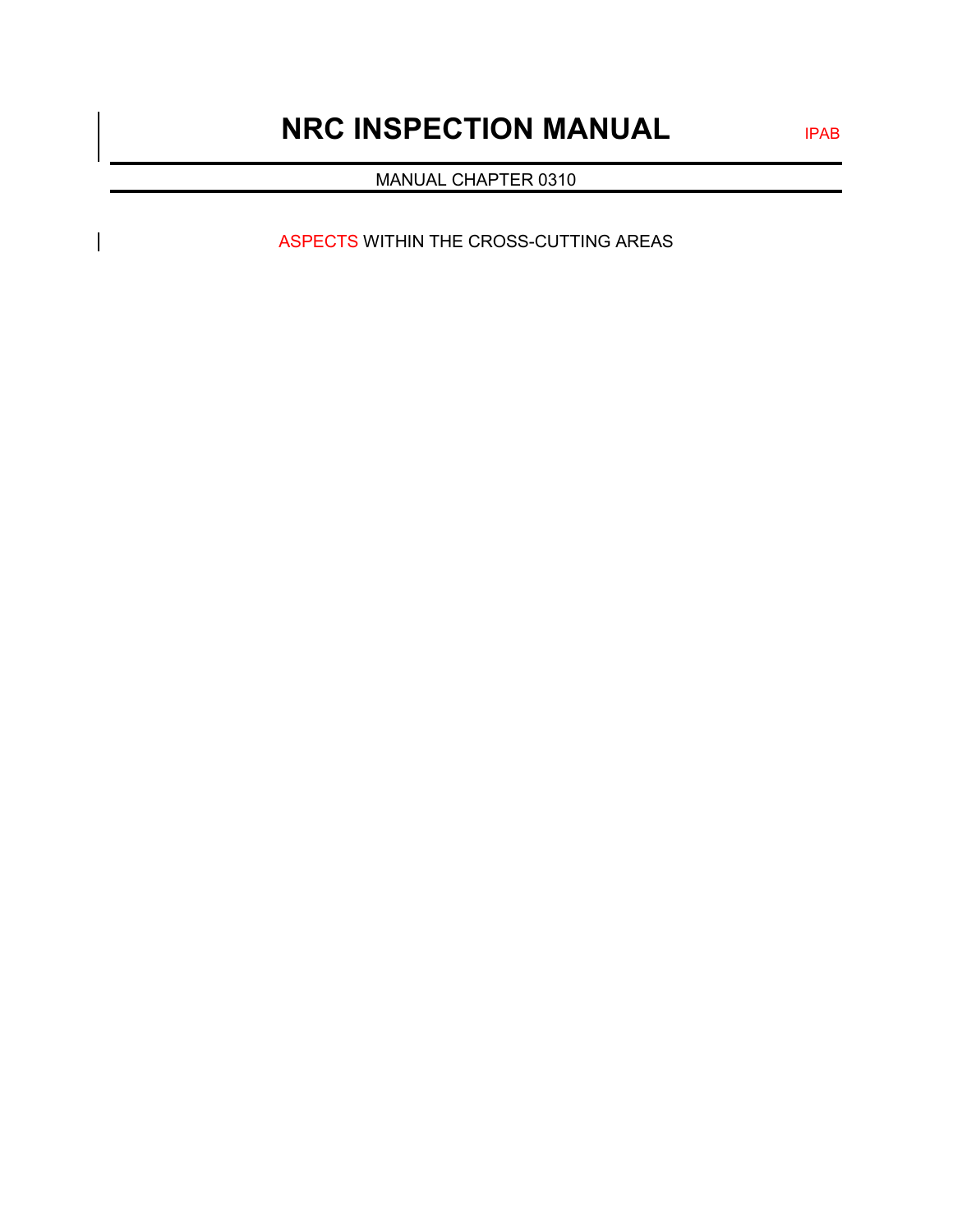# NRC INSPECTION MANUAL

IPAB

MANUAL CHAPTER 0310

ASPECTS WITHIN THE CROSS-CUTTING AREAS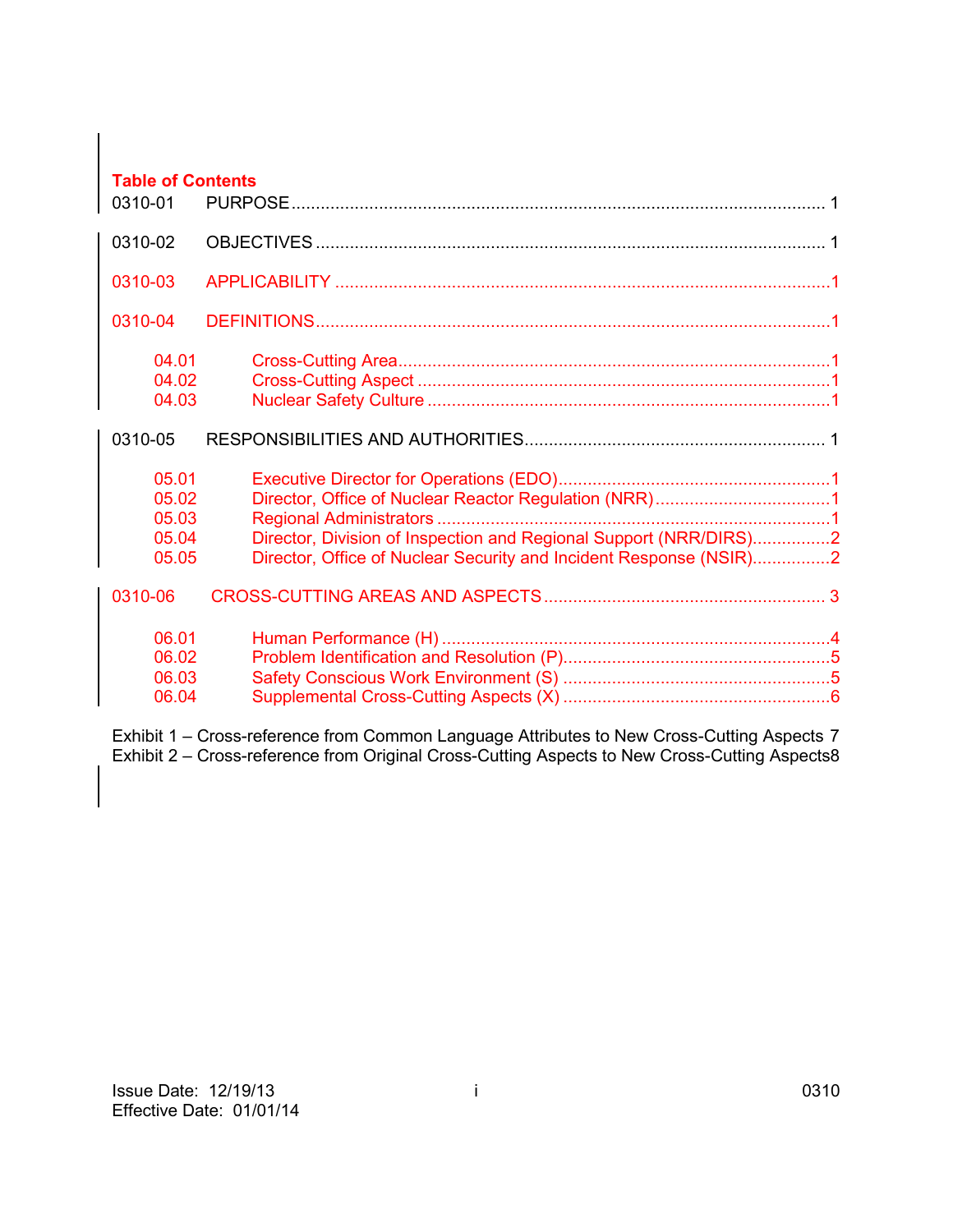## Table of Contents

0310-01 PURPOSE ..... 1

0310-02 OBJECTIVES ..... 1

0310-03 APPLICABILITY ..... 1

0310-04 DEFINITIONS ..... 1

- 04.01 Cross-Cutting Area ..... 1
- 04.02 Cross-Cutting Aspect ..... 1
- 04.03 Nuclear Safety Culture ..... 1

0310-05 RESPONSIBILITIES AND AUTHORITIES ..... 1

- 05.01 Executive Director for Operations (EDO) ..... 1
- 05.02 Director, Office of Nuclear Reactor Regulation (NRR) ..... 1
- 05.03 Regional Administrators ..... 1
- 05.04 Director, Division of Inspection and Regional Support (NRR/DIRS) ..... 2
- 05.05 Director, Office of Nuclear Security and Incident Response (NSIR) ..... 2

0310-06 CROSS-CUTTING AREAS AND ASPECTS ..... 3

- 06.01 Human Performance (H) ..... 4
- 06.02 Problem Identification and Resolution (P) ..... 5
- 06.03 Safety Conscious Work Environment (S) ..... 5
- 06.04 Supplemental Cross-Cutting Aspects (X) ..... 6

Exhibit 1 – Cross-reference from Common Language Attributes to New Cross-Cutting Aspects 7
Exhibit 2 – Cross-reference from Original Cross-Cutting Aspects to New Cross-Cutting Aspects 8

Issue Date: 12/19/13
Effective Date: 01/01/14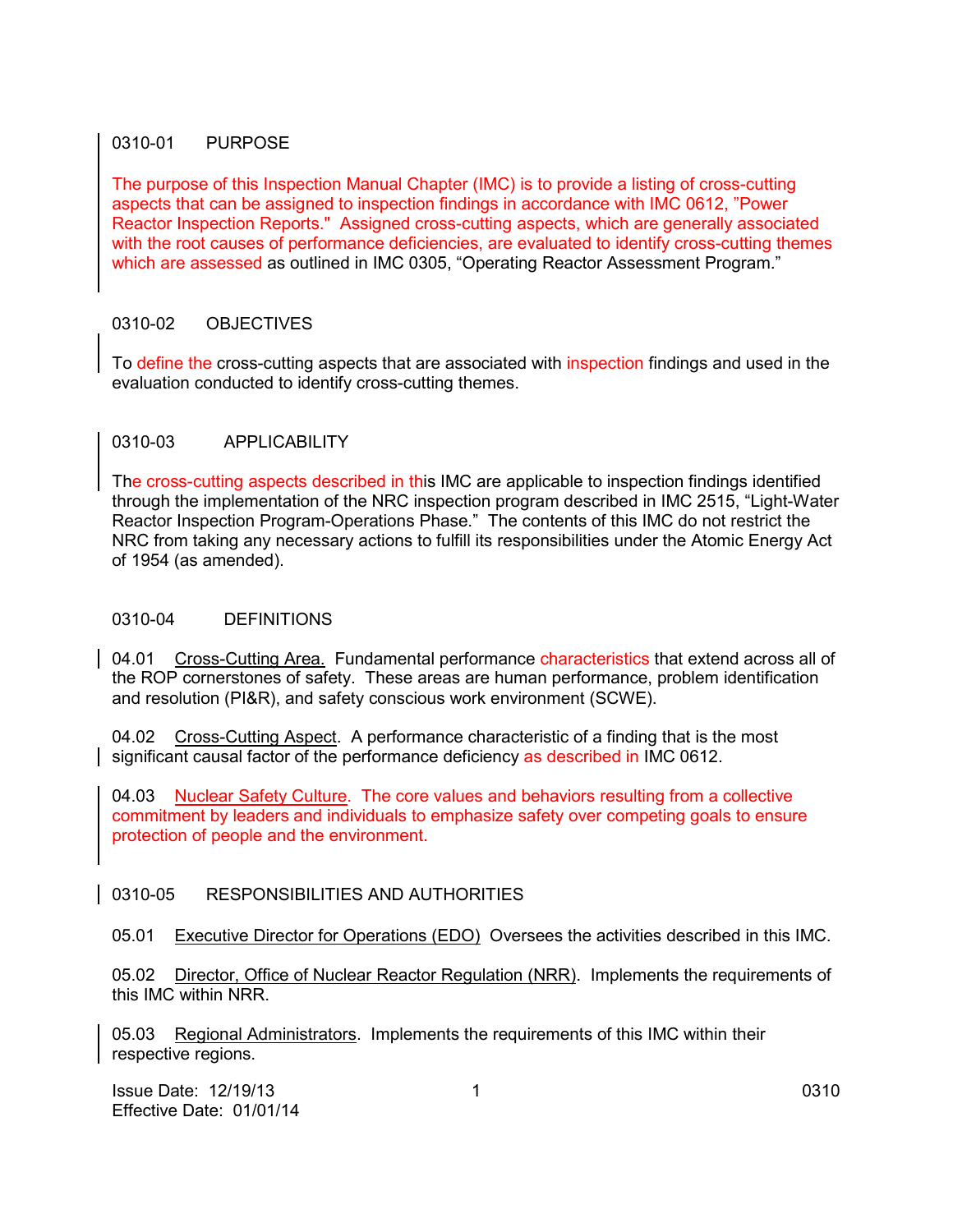## 0310-01 PURPOSE

The purpose of this Inspection Manual Chapter (IMC) is to provide a listing of cross-cutting aspects that can be assigned to inspection findings in accordance with IMC 0612, "Power Reactor Inspection Reports." Assigned cross-cutting aspects, which are generally associated with the root causes of performance deficiencies, are evaluated to identify cross-cutting themes which are assessed as outlined in IMC 0305, "Operating Reactor Assessment Program."

## 0310-02 OBJECTIVES

To define the cross-cutting aspects that are associated with inspection findings and used in the evaluation conducted to identify cross-cutting themes.

## 0310-03 APPLICABILITY

The cross-cutting aspects described in this IMC are applicable to inspection findings identified through the implementation of the NRC inspection program described in IMC 2515, "Light-Water Reactor Inspection Program-Operations Phase." The contents of this IMC do not restrict the NRC from taking any necessary actions to fulfill its responsibilities under the Atomic Energy Act of 1954 (as amended).

## 0310-04 DEFINITIONS

04.01 Cross-Cutting Area. Fundamental performance characteristics that extend across all of the ROP cornerstones of safety. These areas are human performance, problem identification and resolution (PI&R), and safety conscious work environment (SCWE).

04.02 Cross-Cutting Aspect. A performance characteristic of a finding that is the most significant causal factor of the performance deficiency as described in IMC 0612.

04.03 Nuclear Safety Culture. The core values and behaviors resulting from a collective commitment by leaders and individuals to emphasize safety over competing goals to ensure protection of people and the environment.

## 0310-05 RESPONSIBILITIES AND AUTHORITIES

05.01 Executive Director for Operations (EDO) Oversees the activities described in this IMC.

05.02 Director, Office of Nuclear Reactor Regulation (NRR). Implements the requirements of this IMC within NRR.

05.03 Regional Administrators. Implements the requirements of this IMC within their respective regions.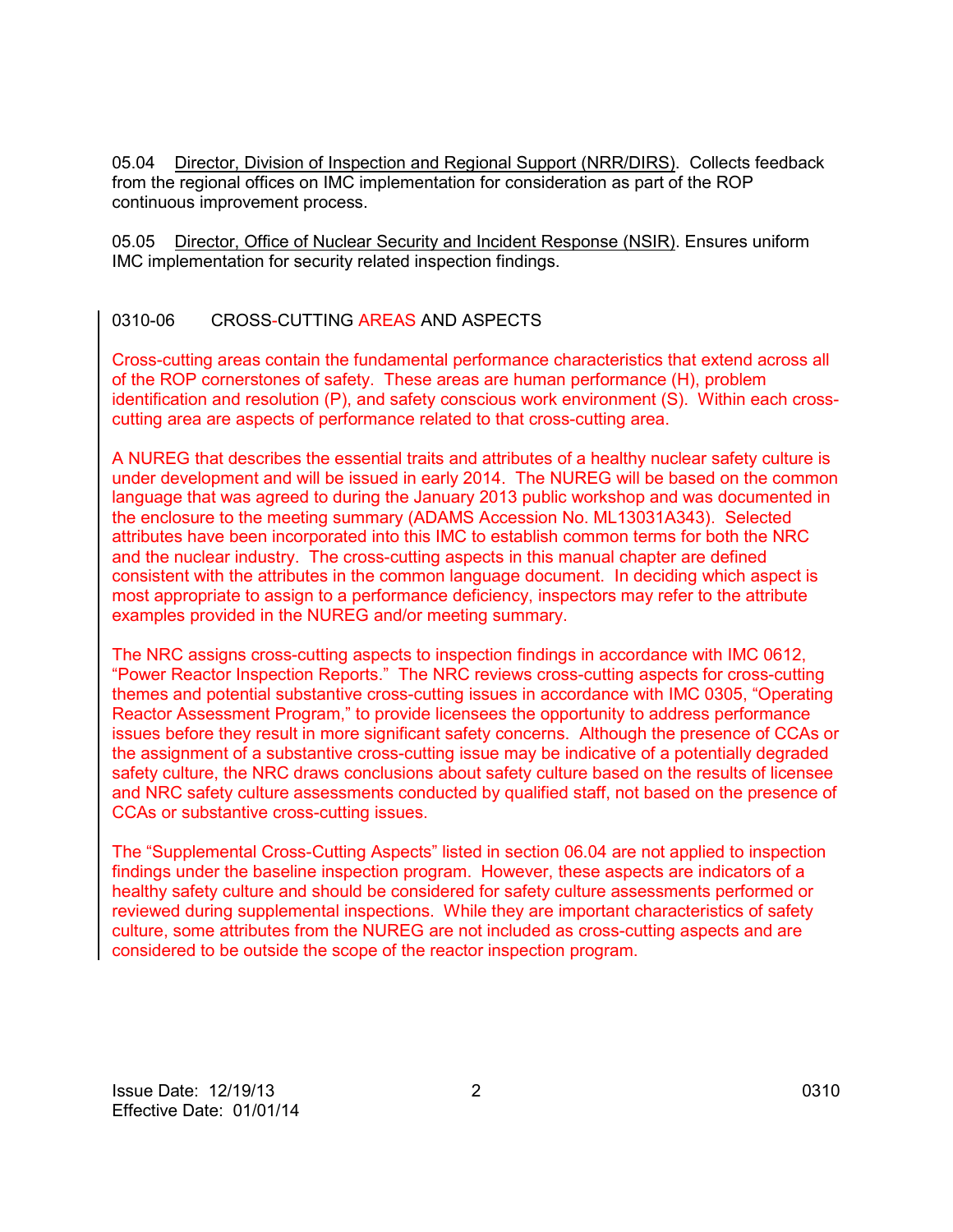05.04 Director, Division of Inspection and Regional Support (NRR/DIRS). Collects feedback from the regional offices on IMC implementation for consideration as part of the ROP continuous improvement process.

05.05 Director, Office of Nuclear Security and Incident Response (NSIR). Ensures uniform IMC implementation for security related inspection findings.

## 0310-06 CROSS-CUTTING AREAS AND ASPECTS

Cross-cutting areas contain the fundamental performance characteristics that extend across all of the ROP cornerstones of safety. These areas are human performance (H), problem identification and resolution (P), and safety conscious work environment (S). Within each cross-cutting area are aspects of performance related to that cross-cutting area.

A NUREG that describes the essential traits and attributes of a healthy nuclear safety culture is under development and will be issued in early 2014. The NUREG will be based on the common language that was agreed to during the January 2013 public workshop and was documented in the enclosure to the meeting summary (ADAMS Accession No. ML13031A343). Selected attributes have been incorporated into this IMC to establish common terms for both the NRC and the nuclear industry. The cross-cutting aspects in this manual chapter are defined consistent with the attributes in the common language document. In deciding which aspect is most appropriate to assign to a performance deficiency, inspectors may refer to the attribute examples provided in the NUREG and/or meeting summary.

The NRC assigns cross-cutting aspects to inspection findings in accordance with IMC 0612, "Power Reactor Inspection Reports." The NRC reviews cross-cutting aspects for cross-cutting themes and potential substantive cross-cutting issues in accordance with IMC 0305, "Operating Reactor Assessment Program," to provide licensees the opportunity to address performance issues before they result in more significant safety concerns. Although the presence of CCAs or the assignment of a substantive cross-cutting issue may be indicative of a potentially degraded safety culture, the NRC draws conclusions about safety culture based on the results of licensee and NRC safety culture assessments conducted by qualified staff, not based on the presence of CCAs or substantive cross-cutting issues.

The "Supplemental Cross-Cutting Aspects" listed in section 06.04 are not applied to inspection findings under the baseline inspection program. However, these aspects are indicators of a healthy safety culture and should be considered for safety culture assessments performed or reviewed during supplemental inspections. While they are important characteristics of safety culture, some attributes from the NUREG are not included as cross-cutting aspects and are considered to be outside the scope of the reactor inspection program.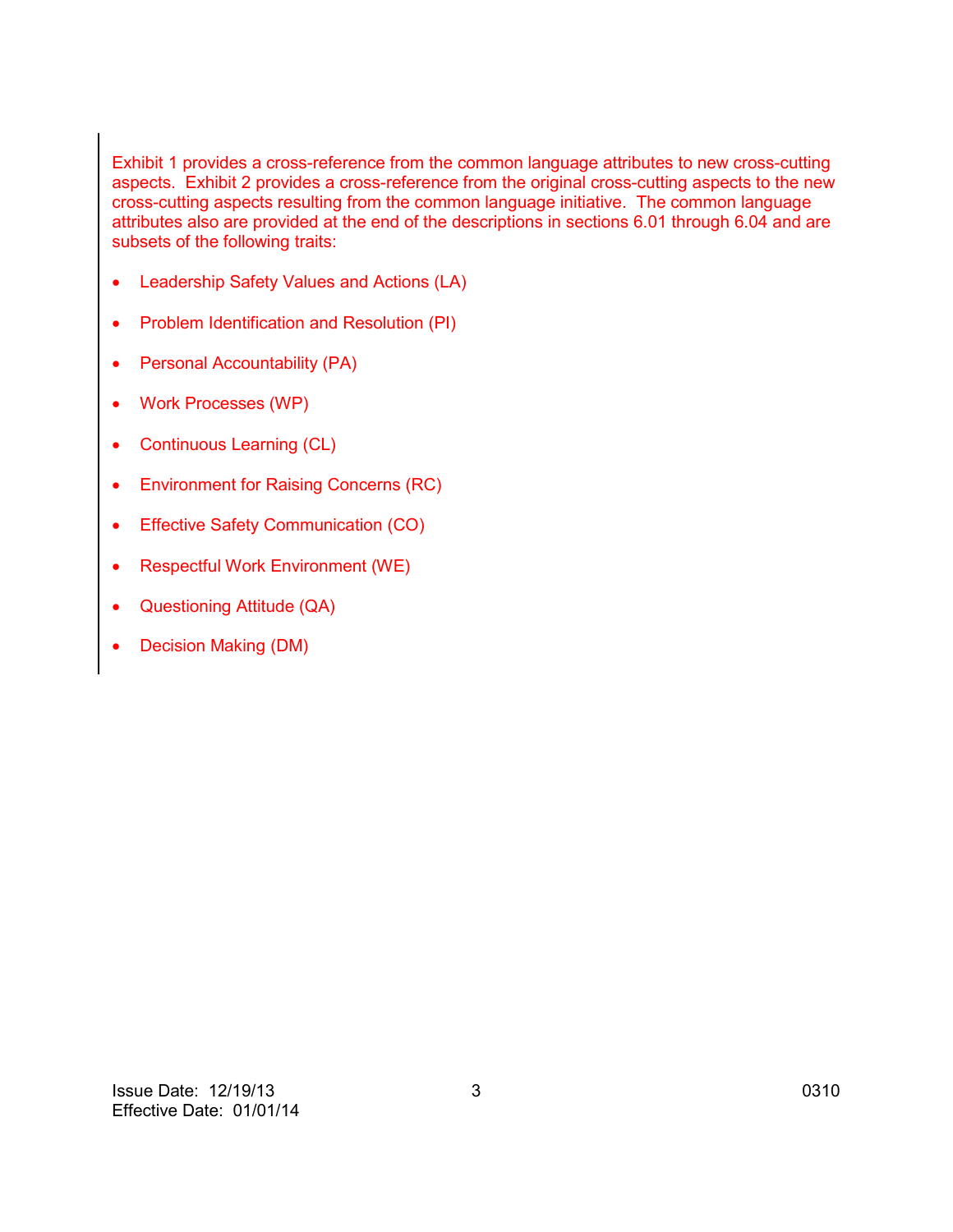Exhibit 1 provides a cross-reference from the common language attributes to new cross-cutting aspects. Exhibit 2 provides a cross-reference from the original cross-cutting aspects to the new cross-cutting aspects resulting from the common language initiative. The common language attributes also are provided at the end of the descriptions in sections 6.01 through 6.04 and are subsets of the following traits:

- Leadership Safety Values and Actions (LA)
- Problem Identification and Resolution (PI)
- Personal Accountability (PA)
- Work Processes (WP)
- Continuous Learning (CL)
- Environment for Raising Concerns (RC)
- Effective Safety Communication (CO)
- Respectful Work Environment (WE)
- Questioning Attitude (QA)
- Decision Making (DM)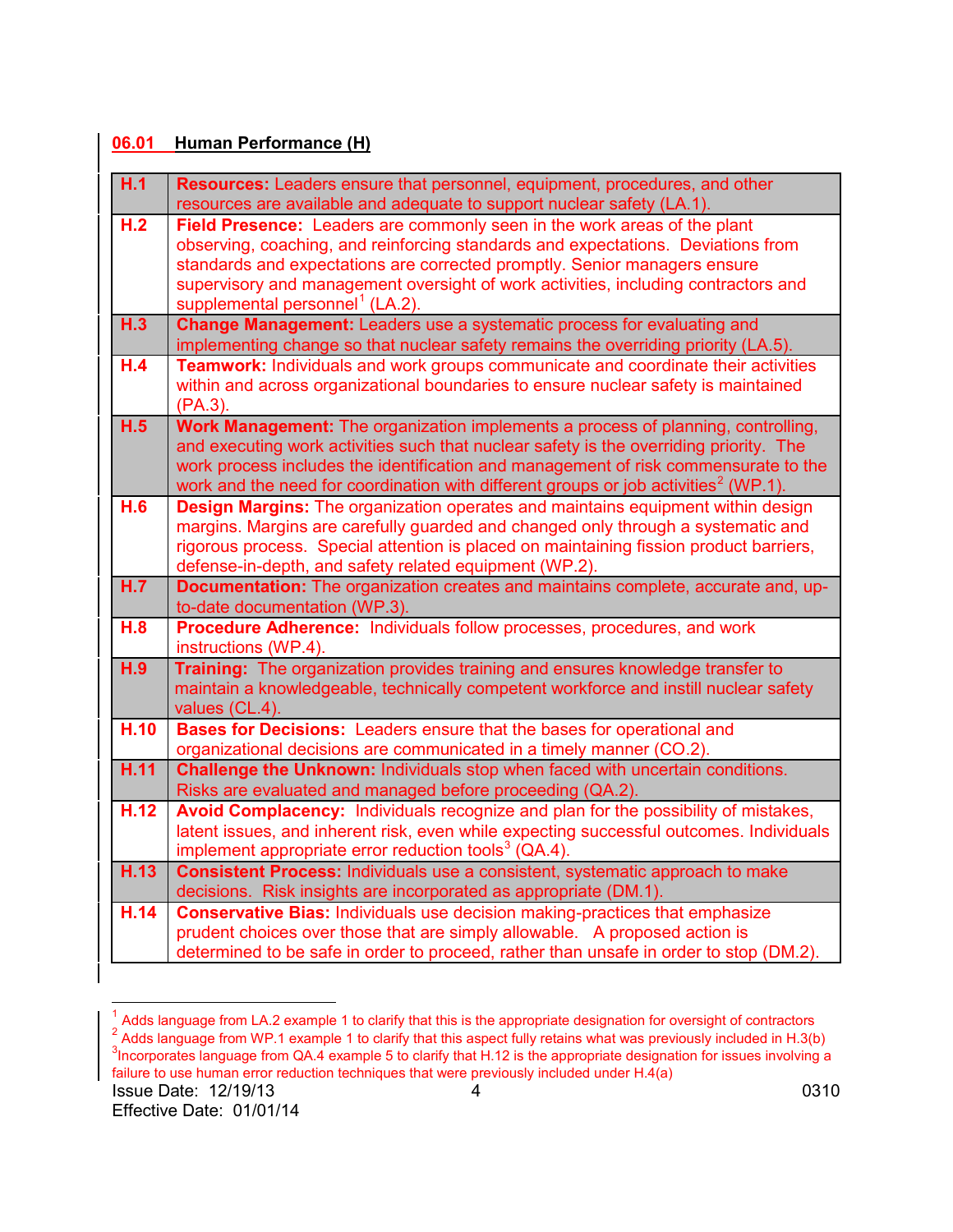## 06.01 Human Performance (H)

| | |
|---|---|
| **H.1** | **Resources:** Leaders ensure that personnel, equipment, procedures, and other resources are available and adequate to support nuclear safety (LA.1). |
| **H.2** | **Field Presence:** Leaders are commonly seen in the work areas of the plant observing, coaching, and reinforcing standards and expectations. Deviations from standards and expectations are corrected promptly. Senior managers ensure supervisory and management oversight of work activities, including contractors and supplemental personnel[1] (LA.2). |
| **H.3** | **Change Management:** Leaders use a systematic process for evaluating and implementing change so that nuclear safety remains the overriding priority (LA.5). |
| **H.4** | **Teamwork:** Individuals and work groups communicate and coordinate their activities within and across organizational boundaries to ensure nuclear safety is maintained (PA.3). |
| **H.5** | **Work Management:** The organization implements a process of planning, controlling, and executing work activities such that nuclear safety is the overriding priority. The work process includes the identification and management of risk commensurate to the work and the need for coordination with different groups or job activities[2] (WP.1). |
| **H.6** | **Design Margins:** The organization operates and maintains equipment within design margins. Margins are carefully guarded and changed only through a systematic and rigorous process. Special attention is placed on maintaining fission product barriers, defense-in-depth, and safety related equipment (WP.2). |
| **H.7** | **Documentation:** The organization creates and maintains complete, accurate and, up-to-date documentation (WP.3). |
| **H.8** | **Procedure Adherence:** Individuals follow processes, procedures, and work instructions (WP.4). |
| **H.9** | **Training:** The organization provides training and ensures knowledge transfer to maintain a knowledgeable, technically competent workforce and instill nuclear safety values (CL.4). |
| **H.10** | **Bases for Decisions:** Leaders ensure that the bases for operational and organizational decisions are communicated in a timely manner (CO.2). |
| **H.11** | **Challenge the Unknown:** Individuals stop when faced with uncertain conditions. Risks are evaluated and managed before proceeding (QA.2). |
| **H.12** | **Avoid Complacency:** Individuals recognize and plan for the possibility of mistakes, latent issues, and inherent risk, even while expecting successful outcomes. Individuals implement appropriate error reduction tools[3] (QA.4). |
| **H.13** | **Consistent Process:** Individuals use a consistent, systematic approach to make decisions. Risk insights are incorporated as appropriate (DM.1). |
| **H.14** | **Conservative Bias:** Individuals use decision making-practices that emphasize prudent choices over those that are simply allowable. A proposed action is determined to be safe in order to proceed, rather than unsafe in order to stop (DM.2). |

[1] Adds language from LA.2 example 1 to clarify that this is the appropriate designation for oversight of contractors

[2] Adds language from WP.1 example 1 to clarify that this aspect fully retains what was previously included in H.3(b)

[3] Incorporates language from QA.4 example 5 to clarify that H.12 is the appropriate designation for issues involving a failure to use human error reduction techniques that were previously included under H.4(a)

Issue Date: 12/19/13    0310

Effective Date: 01/01/14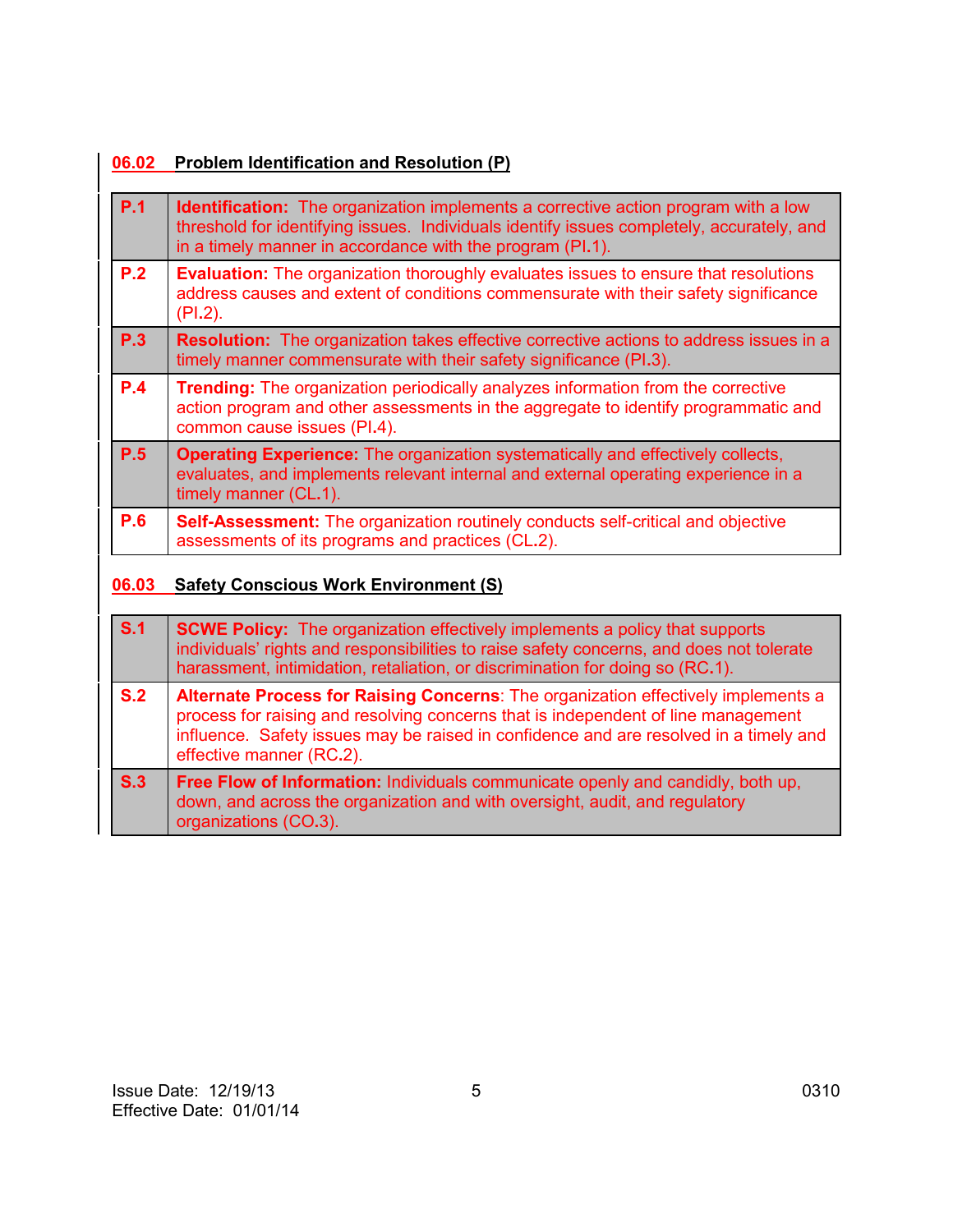### 06.02 Problem Identification and Resolution (P)

| | |
|---|---|
| **P.1** | **Identification:** The organization implements a corrective action program with a low threshold for identifying issues. Individuals identify issues completely, accurately, and in a timely manner in accordance with the program (PI.1). |
| **P.2** | **Evaluation:** The organization thoroughly evaluates issues to ensure that resolutions address causes and extent of conditions commensurate with their safety significance (PI.2). |
| **P.3** | **Resolution:** The organization takes effective corrective actions to address issues in a timely manner commensurate with their safety significance (PI.3). |
| **P.4** | **Trending:** The organization periodically analyzes information from the corrective action program and other assessments in the aggregate to identify programmatic and common cause issues (PI.4). |
| **P.5** | **Operating Experience:** The organization systematically and effectively collects, evaluates, and implements relevant internal and external operating experience in a timely manner (CL.1). |
| **P.6** | **Self-Assessment:** The organization routinely conducts self-critical and objective assessments of its programs and practices (CL.2). |

### 06.03 Safety Conscious Work Environment (S)

| | |
|---|---|
| **S.1** | **SCWE Policy:** The organization effectively implements a policy that supports individuals' rights and responsibilities to raise safety concerns, and does not tolerate harassment, intimidation, retaliation, or discrimination for doing so (RC.1). |
| **S.2** | **Alternate Process for Raising Concerns**: The organization effectively implements a process for raising and resolving concerns that is independent of line management influence. Safety issues may be raised in confidence and are resolved in a timely and effective manner (RC.2). |
| **S.3** | **Free Flow of Information:** Individuals communicate openly and candidly, both up, down, and across the organization and with oversight, audit, and regulatory organizations (CO.3). |

Issue Date: 12/19/13

Effective Date: 01/01/14

0310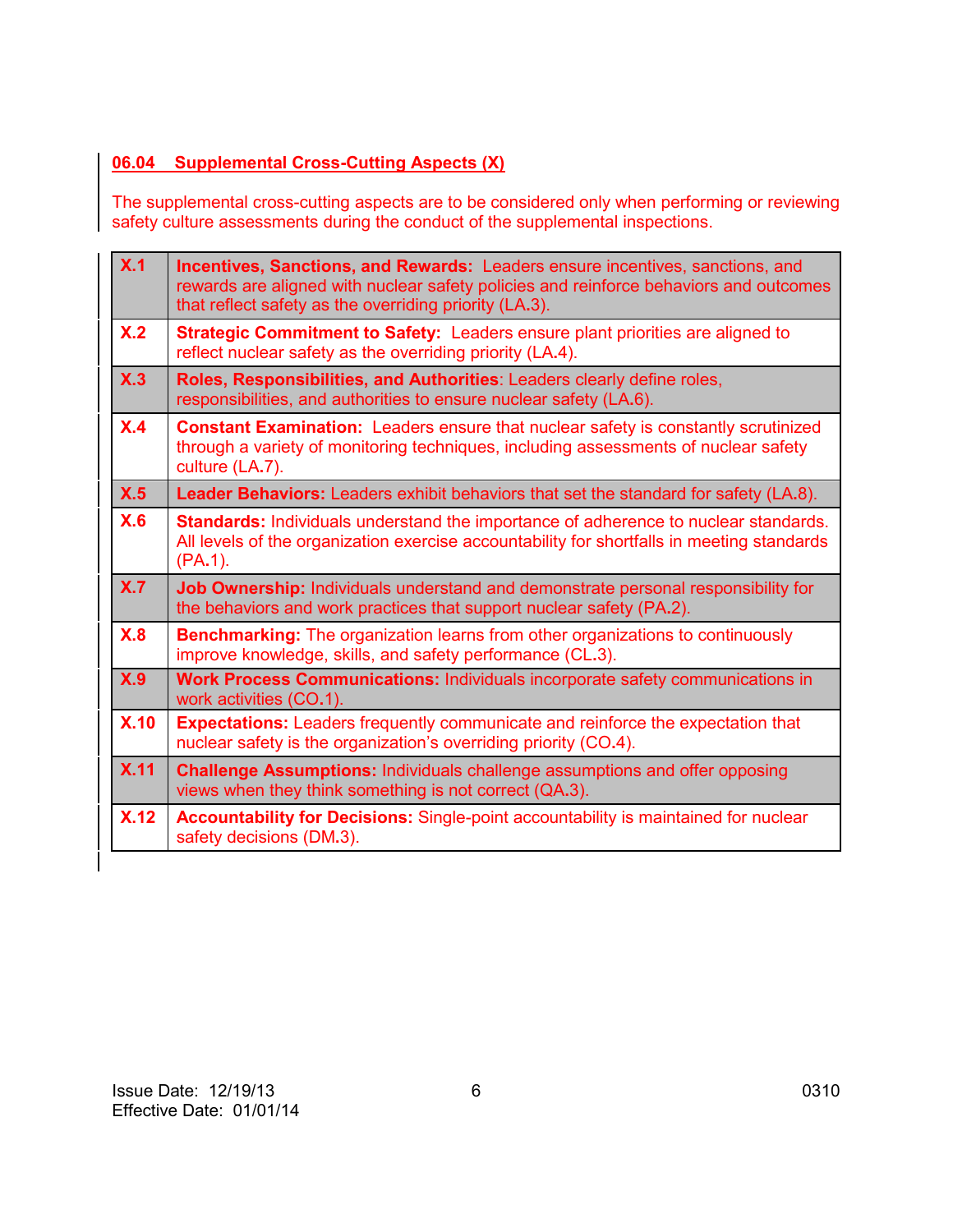## 06.04 Supplemental Cross-Cutting Aspects (X)

The supplemental cross-cutting aspects are to be considered only when performing or reviewing safety culture assessments during the conduct of the supplemental inspections.

| | |
|---|---|
| **X.1** | **Incentives, Sanctions, and Rewards:** Leaders ensure incentives, sanctions, and rewards are aligned with nuclear safety policies and reinforce behaviors and outcomes that reflect safety as the overriding priority (LA.3). |
| **X.2** | **Strategic Commitment to Safety:** Leaders ensure plant priorities are aligned to reflect nuclear safety as the overriding priority (LA.4). |
| **X.3** | **Roles, Responsibilities, and Authorities**: Leaders clearly define roles, responsibilities, and authorities to ensure nuclear safety (LA.6). |
| **X.4** | **Constant Examination:** Leaders ensure that nuclear safety is constantly scrutinized through a variety of monitoring techniques, including assessments of nuclear safety culture (LA.7). |
| **X.5** | **Leader Behaviors:** Leaders exhibit behaviors that set the standard for safety (LA.8). |
| **X.6** | **Standards:** Individuals understand the importance of adherence to nuclear standards. All levels of the organization exercise accountability for shortfalls in meeting standards (PA.1). |
| **X.7** | **Job Ownership:** Individuals understand and demonstrate personal responsibility for the behaviors and work practices that support nuclear safety (PA.2). |
| **X.8** | **Benchmarking:** The organization learns from other organizations to continuously improve knowledge, skills, and safety performance (CL.3). |
| **X.9** | **Work Process Communications:** Individuals incorporate safety communications in work activities (CO.1). |
| **X.10** | **Expectations:** Leaders frequently communicate and reinforce the expectation that nuclear safety is the organization's overriding priority (CO.4). |
| **X.11** | **Challenge Assumptions:** Individuals challenge assumptions and offer opposing views when they think something is not correct (QA.3). |
| **X.12** | **Accountability for Decisions:** Single-point accountability is maintained for nuclear safety decisions (DM.3). |

Issue Date: 12/19/13
Effective Date: 01/01/14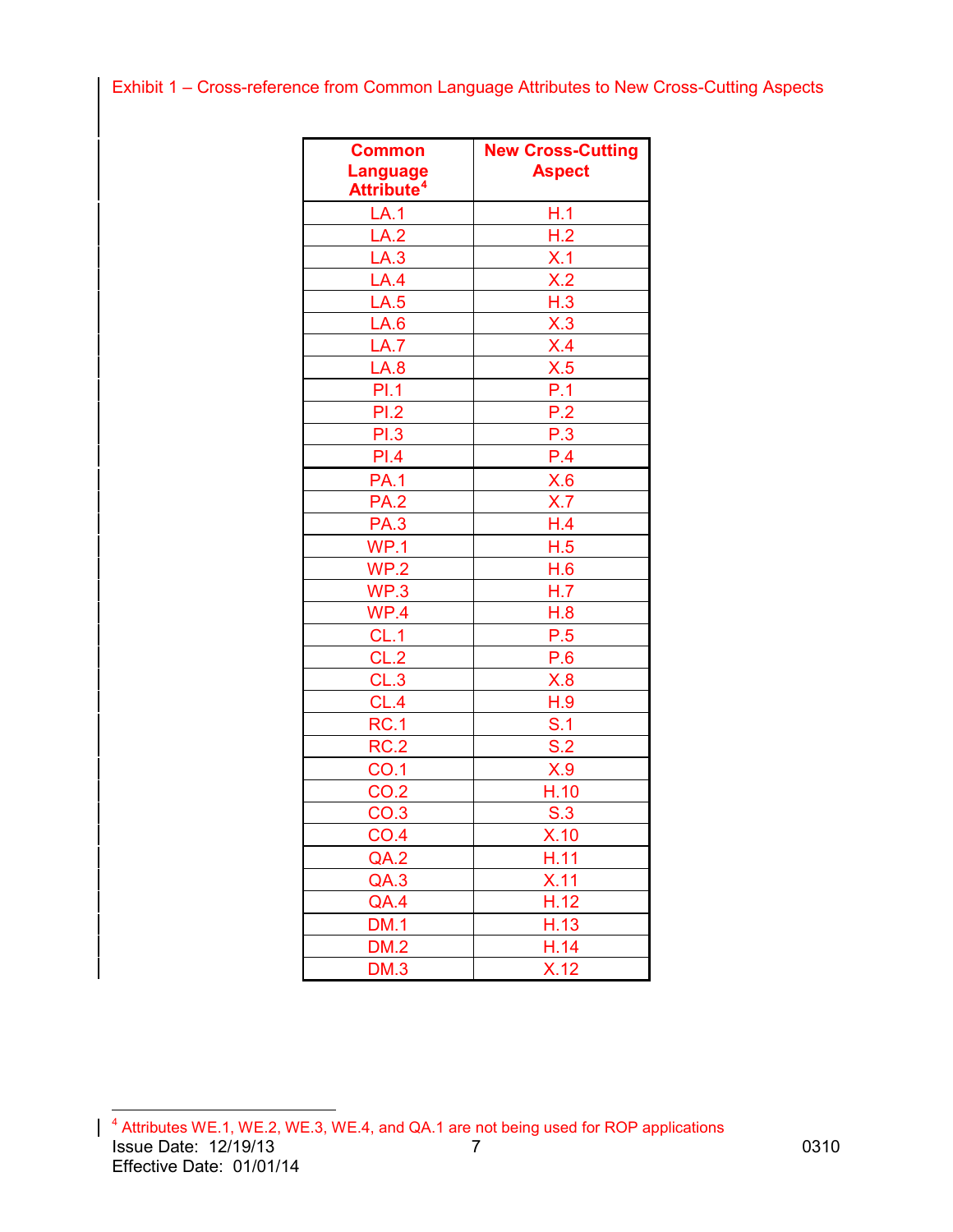Exhibit 1 – Cross-reference from Common Language Attributes to New Cross-Cutting Aspects

| Common Language Attribute[4] | New Cross-Cutting Aspect |
|---|---|
| LA.1 | H.1 |
| LA.2 | H.2 |
| LA.3 | X.1 |
| LA.4 | X.2 |
| LA.5 | H.3 |
| LA.6 | X.3 |
| LA.7 | X.4 |
| LA.8 | X.5 |
| PI.1 | P.1 |
| PI.2 | P.2 |
| PI.3 | P.3 |
| PI.4 | P.4 |
| PA.1 | X.6 |
| PA.2 | X.7 |
| PA.3 | H.4 |
| WP.1 | H.5 |
| WP.2 | H.6 |
| WP.3 | H.7 |
| WP.4 | H.8 |
| CL.1 | P.5 |
| CL.2 | P.6 |
| CL.3 | X.8 |
| CL.4 | H.9 |
| RC.1 | S.1 |
| RC.2 | S.2 |
| CO.1 | X.9 |
| CO.2 | H.10 |
| CO.3 | S.3 |
| CO.4 | X.10 |
| QA.2 | H.11 |
| QA.3 | X.11 |
| QA.4 | H.12 |
| DM.1 | H.13 |
| DM.2 | H.14 |
| DM.3 | X.12 |

[4] Attributes WE.1, WE.2, WE.3, WE.4, and QA.1 are not being used for ROP applications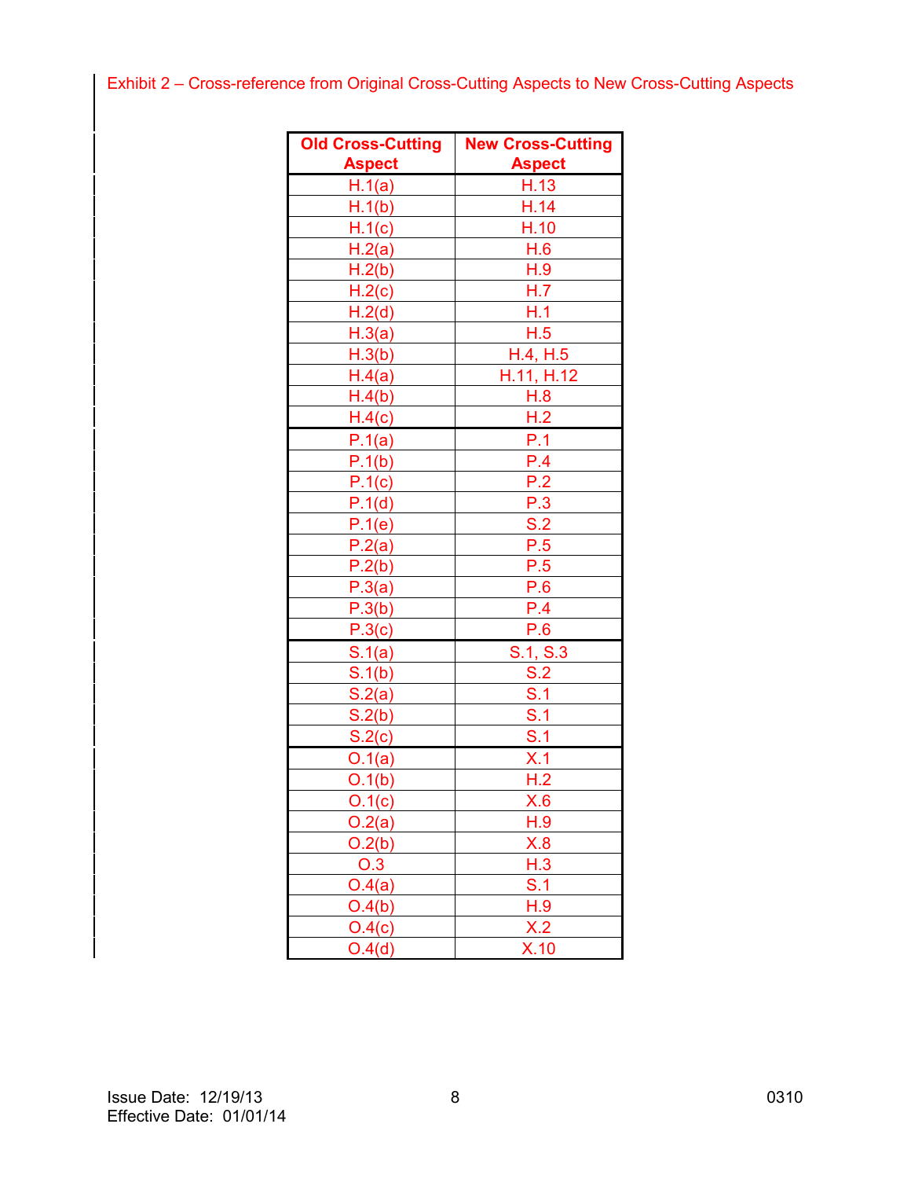Exhibit 2 – Cross-reference from Original Cross-Cutting Aspects to New Cross-Cutting Aspects

| Old Cross-Cutting Aspect | New Cross-Cutting Aspect |
|---|---|
| H.1(a) | H.13 |
| H.1(b) | H.14 |
| H.1(c) | H.10 |
| H.2(a) | H.6 |
| H.2(b) | H.9 |
| H.2(c) | H.7 |
| H.2(d) | H.1 |
| H.3(a) | H.5 |
| H.3(b) | H.4, H.5 |
| H.4(a) | H.11, H.12 |
| H.4(b) | H.8 |
| H.4(c) | H.2 |
| P.1(a) | P.1 |
| P.1(b) | P.4 |
| P.1(c) | P.2 |
| P.1(d) | P.3 |
| P.1(e) | S.2 |
| P.2(a) | P.5 |
| P.2(b) | P.5 |
| P.3(a) | P.6 |
| P.3(b) | P.4 |
| P.3(c) | P.6 |
| S.1(a) | S.1, S.3 |
| S.1(b) | S.2 |
| S.2(a) | S.1 |
| S.2(b) | S.1 |
| S.2(c) | S.1 |
| O.1(a) | X.1 |
| O.1(b) | H.2 |
| O.1(c) | X.6 |
| O.2(a) | H.9 |
| O.2(b) | X.8 |
| O.3 | H.3 |
| O.4(a) | S.1 |
| O.4(b) | H.9 |
| O.4(c) | X.2 |
| O.4(d) | X.10 |

Issue Date: 12/19/13
Effective Date: 01/01/14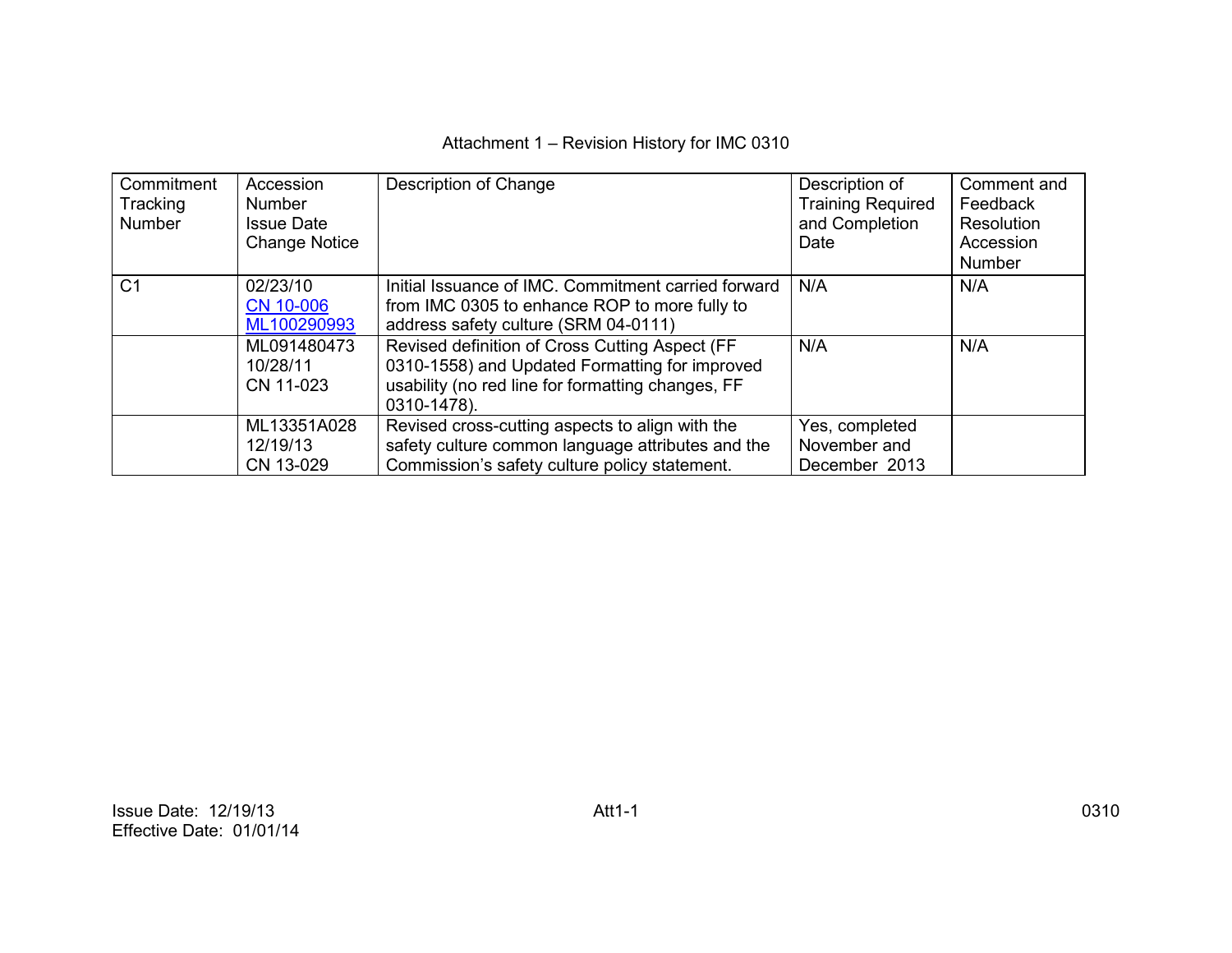Attachment 1 – Revision History for IMC 0310

| Commitment Tracking Number | Accession Number Issue Date Change Notice | Description of Change | Description of Training Required and Completion Date | Comment and Feedback Resolution Accession Number |
|---|---|---|---|---|
| C1 | 02/23/10 CN 10-006 ML100290993 | Initial Issuance of IMC. Commitment carried forward from IMC 0305 to enhance ROP to more fully to address safety culture (SRM 04-0111) | N/A | N/A |
| | ML091480473 10/28/11 CN 11-023 | Revised definition of Cross Cutting Aspect (FF 0310-1558) and Updated Formatting for improved usability (no red line for formatting changes, FF 0310-1478). | N/A | N/A |
| | ML13351A028 12/19/13 CN 13-029 | Revised cross-cutting aspects to align with the safety culture common language attributes and the Commission's safety culture policy statement. | Yes, completed November and December 2013 | |